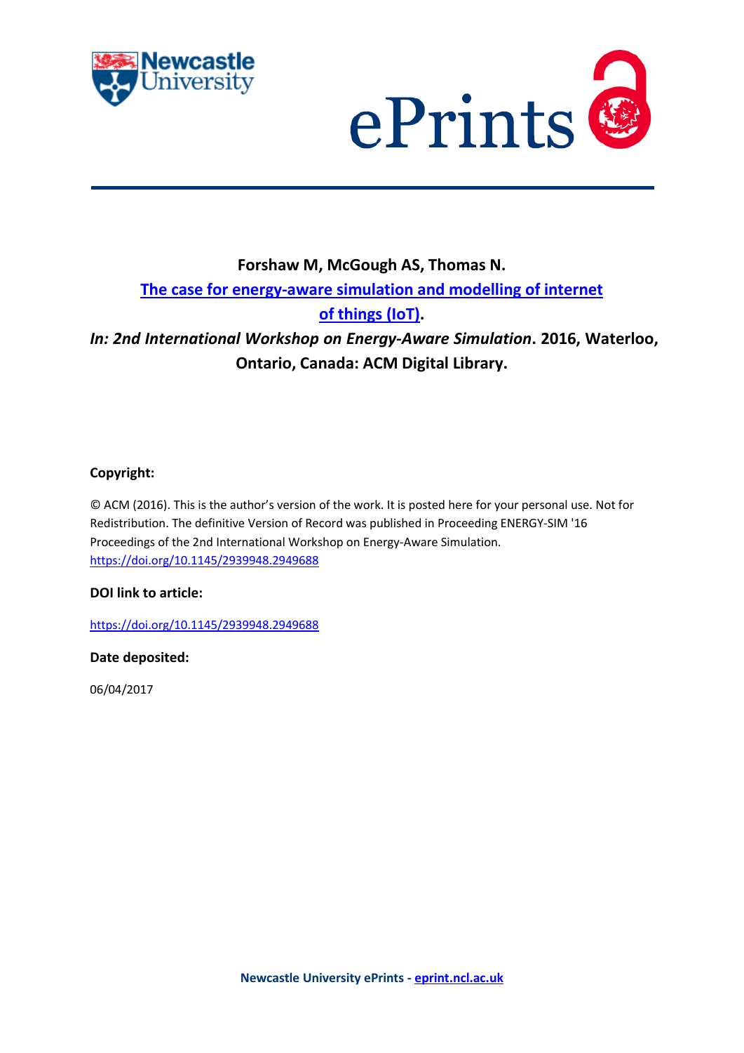**Forshaw M, McGough AS, Thomas N.**

[The case for energy-aware simulation and modelling of internet of things (IoT)](https://doi.org/10.1145/2939948.2949688).

***In: 2nd International Workshop on Energy-Aware Simulation*. 2016, Waterloo, Ontario, Canada: ACM Digital Library.**

**Copyright:**

© ACM (2016). This is the author's version of the work. It is posted here for your personal use. Not for Redistribution. The definitive Version of Record was published in Proceeding ENERGY-SIM '16 Proceedings of the 2nd International Workshop on Energy-Aware Simulation.
https://doi.org/10.1145/2939948.2949688

**DOI link to article:**

https://doi.org/10.1145/2939948.2949688

**Date deposited:**

06/04/2017

**Newcastle University ePrints - [eprint.ncl.ac.uk](http://eprint.ncl.ac.uk)**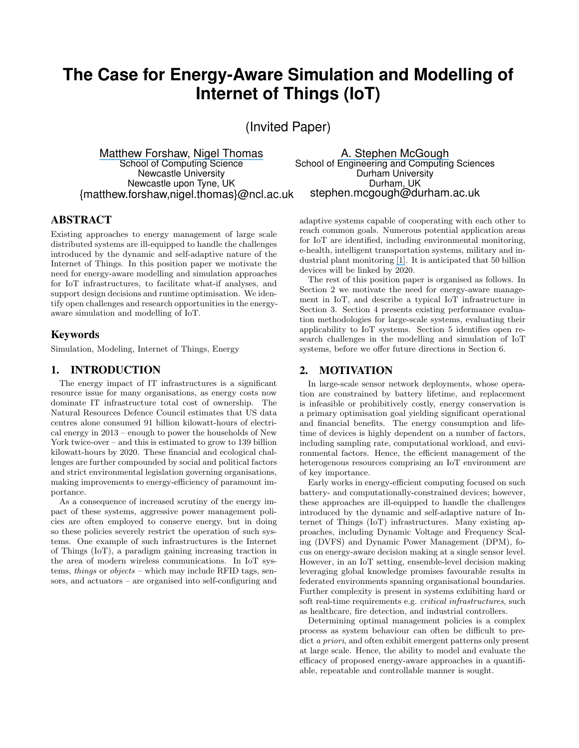# The Case for Energy-Aware Simulation and Modelling of Internet of Things (IoT)

(Invited Paper)

Matthew Forshaw, Nigel Thomas
School of Computing Science
Newcastle University
Newcastle upon Tyne, UK
{matthew.forshaw,nigel.thomas}@ncl.ac.uk

A. Stephen McGough
School of Engineering and Computing Sciences
Durham University
Durham, UK
stephen.mcgough@durham.ac.uk

## ABSTRACT

Existing approaches to energy management of large scale distributed systems are ill-equipped to handle the challenges introduced by the dynamic and self-adaptive nature of the Internet of Things. In this position paper we motivate the need for energy-aware modelling and simulation approaches for IoT infrastructures, to facilitate what-if analyses, and support design decisions and runtime optimisation. We identify open challenges and research opportunities in the energy-aware simulation and modelling of IoT.

## Keywords

Simulation, Modeling, Internet of Things, Energy

## 1. INTRODUCTION

The energy impact of IT infrastructures is a significant resource issue for many organisations, as energy costs now dominate IT infrastructure total cost of ownership. The Natural Resources Defence Council estimates that US data centres alone consumed 91 billion kilowatt-hours of electrical energy in 2013 – enough to power the households of New York twice-over – and this is estimated to grow to 139 billion kilowatt-hours by 2020. These financial and ecological challenges are further compounded by social and political factors and strict environmental legislation governing organisations, making improvements to energy-efficiency of paramount importance.

As a consequence of increased scrutiny of the energy impact of these systems, aggressive power management policies are often employed to conserve energy, but in doing so these policies severely restrict the operation of such systems. One example of such infrastructures is the Internet of Things (IoT), a paradigm gaining increasing traction in the area of modern wireless communications. In IoT systems, *things* or *objects* – which may include RFID tags, sensors, and actuators – are organised into self-configuring and adaptive systems capable of cooperating with each other to reach common goals. Numerous potential application areas for IoT are identified, including environmental monitoring, e-health, intelligent transportation systems, military and industrial plant monitoring [1]. It is anticipated that 50 billion devices will be linked by 2020.

The rest of this position paper is organised as follows. In Section 2 we motivate the need for energy-aware management in IoT, and describe a typical IoT infrastructure in Section 3. Section 4 presents existing performance evaluation methodologies for large-scale systems, evaluating their applicability to IoT systems. Section 5 identifies open research challenges in the modelling and simulation of IoT systems, before we offer future directions in Section 6.

## 2. MOTIVATION

In large-scale sensor network deployments, whose operation are constrained by battery lifetime, and replacement is infeasible or prohibitively costly, energy conservation is a primary optimisation goal yielding significant operational and financial benefits. The energy consumption and lifetime of devices is highly dependent on a number of factors, including sampling rate, computational workload, and environmental factors. Hence, the efficient management of the heterogeneous resources comprising an IoT environment are of key importance.

Early works in energy-efficient computing focused on such battery- and computationally-constrained devices; however, these approaches are ill-equipped to handle the challenges introduced by the dynamic and self-adaptive nature of Internet of Things (IoT) infrastructures. Many existing approaches, including Dynamic Voltage and Frequency Scaling (DVFS) and Dynamic Power Management (DPM), focus on energy-aware decision making at a single sensor level. However, in an IoT setting, ensemble-level decision making leveraging global knowledge promises favourable results in federated environments spanning organisational boundaries. Further complexity is present in systems exhibiting hard or soft real-time requirements e.g. *critical infrastructures*, such as healthcare, fire detection, and industrial controllers.

Determining optimal management policies is a complex process as system behaviour can often be difficult to predict *a priori*, and often exhibit emergent patterns only present at large scale. Hence, the ability to model and evaluate the efficacy of proposed energy-aware approaches in a quantifiable, repeatable and controllable manner is sought.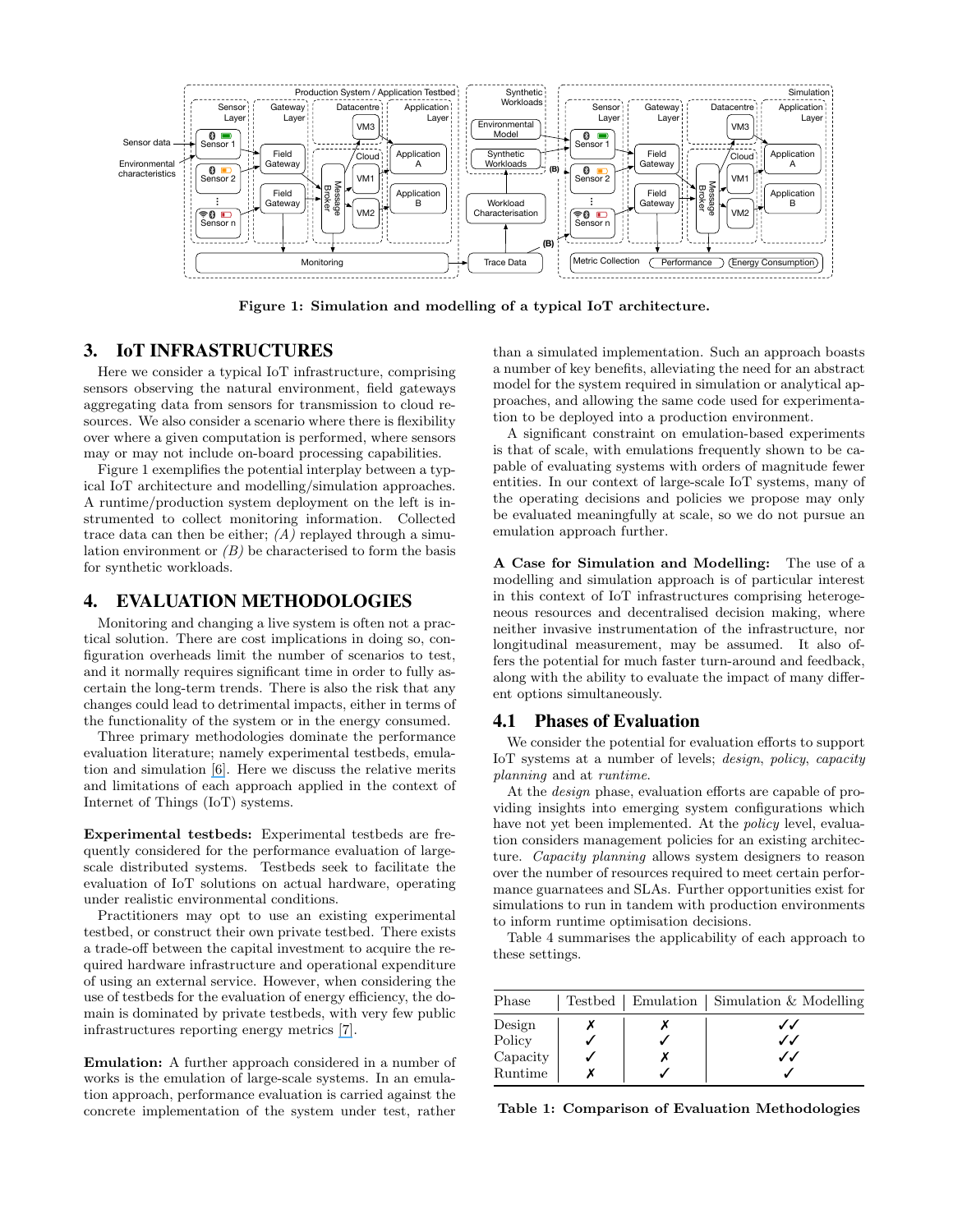Production System / Application Testbed

Sensor Layer

Gateway Layer

Datacentre

Application Layer

Sensor data

Environmental characteristics

Sensor 1

Sensor 2

Sensor n

Field Gateway

Field Gateway

Message Broker

Cloud

VM1

VM2

VM3

Application A

Application B

Monitoring

Synthetic Workloads

Environmental Model

Synthetic Workloads

(B)

Workload Characterisation

(B)

Trace Data

Simulation

Sensor Layer

Gateway Layer

Datacentre

Application Layer

Sensor 1

Sensor 2

Sensor n

Field Gateway

Field Gateway

Message Broker

Cloud

VM1

VM2

VM3

Application A

Application B

Metric Collection

Performance

Energy Consumption

**Figure 1: Simulation and modelling of a typical IoT architecture.**

## 3. IoT INFRASTRUCTURES

Here we consider a typical IoT infrastructure, comprising sensors observing the natural environment, field gateways aggregating data from sensors for transmission to cloud resources. We also consider a scenario where there is flexibility over where a given computation is performed, where sensors may or may not include on-board processing capabilities.

Figure 1 exemplifies the potential interplay between a typical IoT architecture and modelling/simulation approaches. A runtime/production system deployment on the left is instrumented to collect monitoring information. Collected trace data can then be either; *(A)* replayed through a simulation environment or *(B)* be characterised to form the basis for synthetic workloads.

## 4. EVALUATION METHODOLOGIES

Monitoring and changing a live system is often not a practical solution. There are cost implications in doing so, configuration overheads limit the number of scenarios to test, and it normally requires significant time in order to fully ascertain the long-term trends. There is also the risk that any changes could lead to detrimental impacts, either in terms of the functionality of the system or in the energy consumed.

Three primary methodologies dominate the performance evaluation literature; namely experimental testbeds, emulation and simulation [6]. Here we discuss the relative merits and limitations of each approach applied in the context of Internet of Things (IoT) systems.

**Experimental testbeds:** Experimental testbeds are frequently considered for the performance evaluation of large-scale distributed systems. Testbeds seek to facilitate the evaluation of IoT solutions on actual hardware, operating under realistic environmental conditions.

Practitioners may opt to use an existing experimental testbed, or construct their own private testbed. There exists a trade-off between the capital investment to acquire the required hardware infrastructure and operational expenditure of using an external service. However, when considering the use of testbeds for the evaluation of energy efficiency, the domain is dominated by private testbeds, with very few public infrastructures reporting energy metrics [7].

**Emulation:** A further approach considered in a number of works is the emulation of large-scale systems. In an emulation approach, performance evaluation is carried against the concrete implementation of the system under test, rather than a simulated implementation. Such an approach boasts a number of key benefits, alleviating the need for an abstract model for the system required in simulation or analytical approaches, and allowing the same code used for experimentation to be deployed into a production environment.

A significant constraint on emulation-based experiments is that of scale, with emulations frequently shown to be capable of evaluating systems with orders of magnitude fewer entities. In our context of large-scale IoT systems, many of the operating decisions and policies we propose may only be evaluated meaningfully at scale, so we do not pursue an emulation approach further.

**A Case for Simulation and Modelling:** The use of a modelling and simulation approach is of particular interest in this context of IoT infrastructures comprising heterogeneous resources and decentralised decision making, where neither invasive instrumentation of the infrastructure, nor longitudinal measurement, may be assumed. It also offers the potential for much faster turn-around and feedback, along with the ability to evaluate the impact of many different options simultaneously.

### 4.1 Phases of Evaluation

We consider the potential for evaluation efforts to support IoT systems at a number of levels; *design*, *policy*, *capacity planning* and at *runtime*.

At the *design* phase, evaluation efforts are capable of providing insights into emerging system configurations which have not yet been implemented. At the *policy* level, evaluation considers management policies for an existing architecture. *Capacity planning* allows system designers to reason over the number of resources required to meet certain performance guarnatees and SLAs. Further opportunities exist for simulations to run in tandem with production environments to inform runtime optimisation decisions.

Table 4 summarises the applicability of each approach to these settings.

| Phase | Testbed | Emulation | Simulation & Modelling |
|---|---|---|---|
| Design | ✗ | ✗ | ✓✓ |
| Policy | ✓ | ✓ | ✓✓ |
| Capacity | ✓ | ✗ | ✓✓ |
| Runtime | ✗ | ✓ | ✓ |

**Table 1: Comparison of Evaluation Methodologies**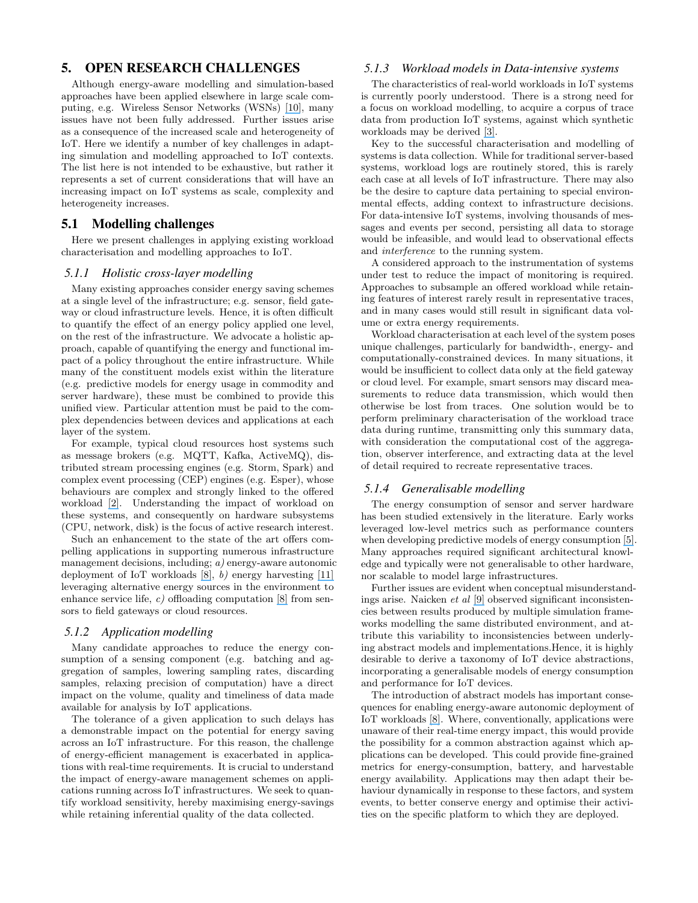# 5. OPEN RESEARCH CHALLENGES

Although energy-aware modelling and simulation-based approaches have been applied elsewhere in large scale computing, e.g. Wireless Sensor Networks (WSNs) [10], many issues have not been fully addressed. Further issues arise as a consequence of the increased scale and heterogeneity of IoT. Here we identify a number of key challenges in adapting simulation and modelling approached to IoT contexts. The list here is not intended to be exhaustive, but rather it represents a set of current considerations that will have an increasing impact on IoT systems as scale, complexity and heterogeneity increases.

## 5.1 Modelling challenges

Here we present challenges in applying existing workload characterisation and modelling approaches to IoT.

### 5.1.1 Holistic cross-layer modelling

Many existing approaches consider energy saving schemes at a single level of the infrastructure; e.g. sensor, field gateway or cloud infrastructure levels. Hence, it is often difficult to quantify the effect of an energy policy applied one level, on the rest of the infrastructure. We advocate a holistic approach, capable of quantifying the energy and functional impact of a policy throughout the entire infrastructure. While many of the constituent models exist within the literature (e.g. predictive models for energy usage in commodity and server hardware), these must be combined to provide this unified view. Particular attention must be paid to the complex dependencies between devices and applications at each layer of the system.

For example, typical cloud resources host systems such as message brokers (e.g. MQTT, Kafka, ActiveMQ), distributed stream processing engines (e.g. Storm, Spark) and complex event processing (CEP) engines (e.g. Esper), whose behaviours are complex and strongly linked to the offered workload [2]. Understanding the impact of workload on these systems, and consequently on hardware subsystems (CPU, network, disk) is the focus of active research interest.

Such an enhancement to the state of the art offers compelling applications in supporting numerous infrastructure management decisions, including; *a)* energy-aware autonomic deployment of IoT workloads [8], *b)* energy harvesting [11] leveraging alternative energy sources in the environment to enhance service life, *c)* offloading computation [8] from sensors to field gateways or cloud resources.

### 5.1.2 Application modelling

Many candidate approaches to reduce the energy consumption of a sensing component (e.g. batching and aggregation of samples, lowering sampling rates, discarding samples, relaxing precision of computation) have a direct impact on the volume, quality and timeliness of data made available for analysis by IoT applications.

The tolerance of a given application to such delays has a demonstrable impact on the potential for energy saving across an IoT infrastructure. For this reason, the challenge of energy-efficient management is exacerbated in applications with real-time requirements. It is crucial to understand the impact of energy-aware management schemes on applications running across IoT infrastructures. We seek to quantify workload sensitivity, hereby maximising energy-savings while retaining inferential quality of the data collected.

### 5.1.3 Workload models in Data-intensive systems

The characteristics of real-world workloads in IoT systems is currently poorly understood. There is a strong need for a focus on workload modelling, to acquire a corpus of trace data from production IoT systems, against which synthetic workloads may be derived [3].

Key to the successful characterisation and modelling of systems is data collection. While for traditional server-based systems, workload logs are routinely stored, this is rarely each case at all levels of IoT infrastructure. There may also be the desire to capture data pertaining to special environmental effects, adding context to infrastructure decisions. For data-intensive IoT systems, involving thousands of messages and events per second, persisting all data to storage would be infeasible, and would lead to observational effects and *interference* to the running system.

A considered approach to the instrumentation of systems under test to reduce the impact of monitoring is required. Approaches to subsample an offered workload while retaining features of interest rarely result in representative traces, and in many cases would still result in significant data volume or extra energy requirements.

Workload characterisation at each level of the system poses unique challenges, particularly for bandwidth-, energy- and computationally-constrained devices. In many situations, it would be insufficient to collect data only at the field gateway or cloud level. For example, smart sensors may discard measurements to reduce data transmission, which would then otherwise be lost from traces. One solution would be to perform preliminary characterisation of the workload trace data during runtime, transmitting only this summary data, with consideration the computational cost of the aggregation, observer interference, and extracting data at the level of detail required to recreate representative traces.

### 5.1.4 Generalisable modelling

The energy consumption of sensor and server hardware has been studied extensively in the literature. Early works leveraged low-level metrics such as performance counters when developing predictive models of energy consumption [5]. Many approaches required significant architectural knowledge and typically were not generalisable to other hardware, nor scalable to model large infrastructures.

Further issues are evident when conceptual misunderstandings arise. Naicken *et al* [9] observed significant inconsistencies between results produced by multiple simulation frameworks modelling the same distributed environment, and attribute this variability to inconsistencies between underlying abstract models and implementations.Hence, it is highly desirable to derive a taxonomy of IoT device abstractions, incorporating a generalisable models of energy consumption and performance for IoT devices.

The introduction of abstract models has important consequences for enabling energy-aware autonomic deployment of IoT workloads [8]. Where, conventionally, applications were unaware of their real-time energy impact, this would provide the possibility for a common abstraction against which applications can be developed. This could provide fine-grained metrics for energy-consumption, battery, and harvestable energy availability. Applications may then adapt their behaviour dynamically in response to these factors, and system events, to better conserve energy and optimise their activities on the specific platform to which they are deployed.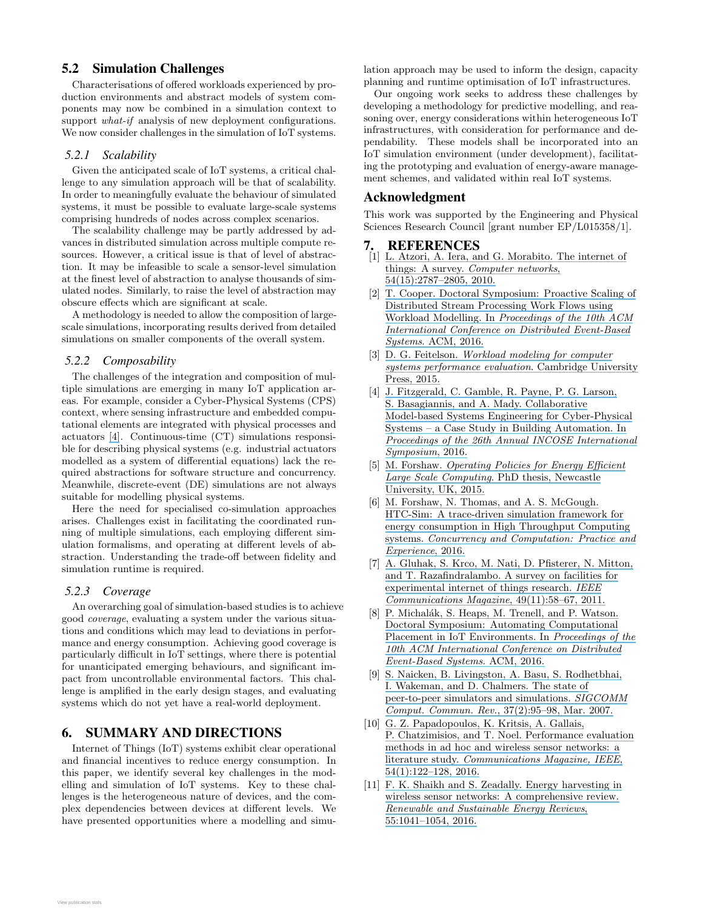## 5.2 Simulation Challenges

Characterisations of offered workloads experienced by production environments and abstract models of system components may now be combined in a simulation context to support *what-if* analysis of new deployment configurations. We now consider challenges in the simulation of IoT systems.

### 5.2.1 Scalability

Given the anticipated scale of IoT systems, a critical challenge to any simulation approach will be that of scalability. In order to meaningfully evaluate the behaviour of simulated systems, it must be possible to evaluate large-scale systems comprising hundreds of nodes across complex scenarios.

The scalability challenge may be partly addressed by advances in distributed simulation across multiple compute resources. However, a critical issue is that of level of abstraction. It may be infeasible to scale a sensor-level simulation at the finest level of abstraction to analyse thousands of simulated nodes. Similarly, to raise the level of abstraction may obscure effects which are significant at scale.

A methodology is needed to allow the composition of large-scale simulations, incorporating results derived from detailed simulations on smaller components of the overall system.

### 5.2.2 Composability

The challenges of the integration and composition of multiple simulations are emerging in many IoT application areas. For example, consider a Cyber-Physical Systems (CPS) context, where sensing infrastructure and embedded computational elements are integrated with physical processes and actuators [4]. Continuous-time (CT) simulations responsible for describing physical systems (e.g. industrial actuators modelled as a system of differential equations) lack the required abstractions for software structure and concurrency. Meanwhile, discrete-event (DE) simulations are not always suitable for modelling physical systems.

Here the need for specialised co-simulation approaches arises. Challenges exist in facilitating the coordinated running of multiple simulations, each employing different simulation formalisms, and operating at different levels of abstraction. Understanding the trade-off between fidelity and simulation runtime is required.

### 5.2.3 Coverage

An overarching goal of simulation-based studies is to achieve good *coverage*, evaluating a system under the various situations and conditions which may lead to deviations in performance and energy consumption. Achieving good coverage is particularly difficult in IoT settings, where there is potential for unanticipated emerging behaviours, and significant impact from uncontrollable environmental factors. This challenge is amplified in the early design stages, and evaluating systems which do not yet have a real-world deployment.

# 6. SUMMARY AND DIRECTIONS

Internet of Things (IoT) systems exhibit clear operational and financial incentives to reduce energy consumption. In this paper, we identify several key challenges in the modelling and simulation of IoT systems. Key to these challenges is the heterogeneous nature of devices, and the complex dependencies between devices at different levels. We have presented opportunities where a modelling and simulation approach may be used to inform the design, capacity planning and runtime optimisation of IoT infrastructures.

Our ongoing work seeks to address these challenges by developing a methodology for predictive modelling, and reasoning over, energy considerations within heterogeneous IoT infrastructures, with consideration for performance and dependability. These models shall be incorporated into an IoT simulation environment (under development), facilitating the prototyping and evaluation of energy-aware management schemes, and validated within real IoT systems.

## Acknowledgment

This work was supported by the Engineering and Physical Sciences Research Council [grant number EP/L015358/1].

# 7. REFERENCES

[1] L. Atzori, A. Iera, and G. Morabito. The internet of things: A survey. *Computer networks*, 54(15):2787–2805, 2010.

[2] T. Cooper. Doctoral Symposium: Proactive Scaling of Distributed Stream Processing Work Flows using Workload Modelling. In *Proceedings of the 10th ACM International Conference on Distributed Event-Based Systems*. ACM, 2016.

[3] D. G. Feitelson. *Workload modeling for computer systems performance evaluation*. Cambridge University Press, 2015.

[4] J. Fitzgerald, C. Gamble, R. Payne, P. G. Larson, S. Basagiannis, and A. Mady. Collaborative Model-based Systems Engineering for Cyber-Physical Systems – a Case Study in Building Automation. In *Proceedings of the 26th Annual INCOSE International Symposium*, 2016.

[5] M. Forshaw. *Operating Policies for Energy Efficient Large Scale Computing*. PhD thesis, Newcastle University, UK, 2015.

[6] M. Forshaw, N. Thomas, and A. S. McGough. HTC-Sim: A trace-driven simulation framework for energy consumption in High Throughput Computing systems. *Concurrency and Computation: Practice and Experience*, 2016.

[7] A. Gluhak, S. Krco, M. Nati, D. Pfisterer, N. Mitton, and T. Razafindralambo. A survey on facilities for experimental internet of things research. *IEEE Communications Magazine*, 49(11):58–67, 2011.

[8] P. Michalák, S. Heaps, M. Trenell, and P. Watson. Doctoral Symposium: Automating Computational Placement in IoT Environments. In *Proceedings of the 10th ACM International Conference on Distributed Event-Based Systems*. ACM, 2016.

[9] S. Naicken, B. Livingston, A. Basu, S. Rodhetbhai, I. Wakeman, and D. Chalmers. The state of peer-to-peer simulators and simulations. *SIGCOMM Comput. Commun. Rev.*, 37(2):95–98, Mar. 2007.

[10] G. Z. Papadopoulos, K. Kritsis, A. Gallais, P. Chatzimisios, and T. Noel. Performance evaluation methods in ad hoc and wireless sensor networks: a literature study. *Communications Magazine, IEEE*, 54(1):122–128, 2016.

[11] F. K. Shaikh and S. Zeadally. Energy harvesting in wireless sensor networks: A comprehensive review. *Renewable and Sustainable Energy Reviews*, 55:1041–1054, 2016.